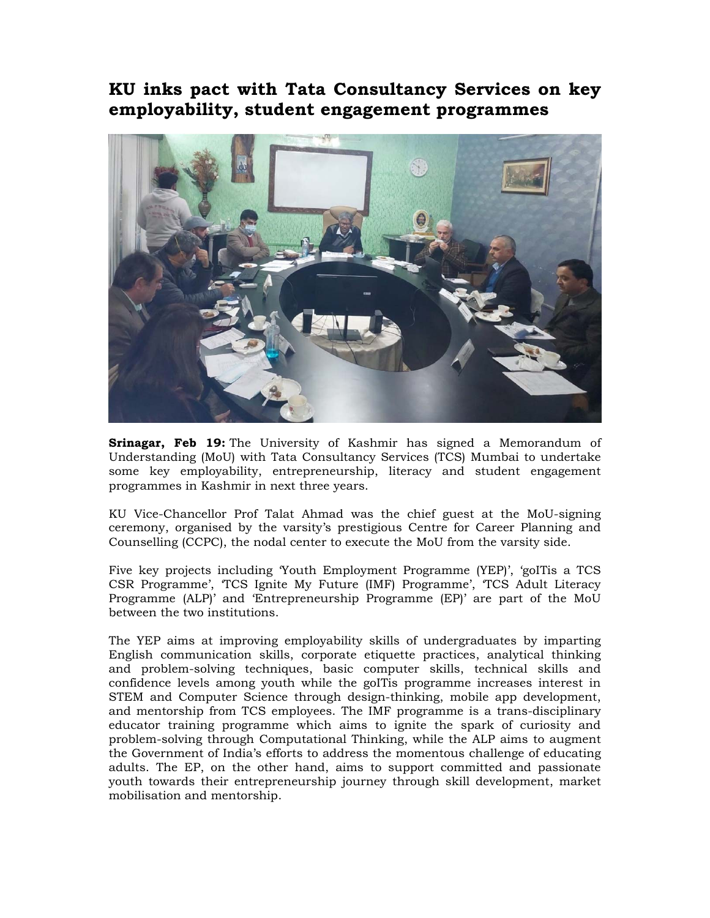# KU inks pact with Tata Consultancy Services on key employability, student engagement programmes

**Srinagar, Feb 19:** The University of Kashmir has signed a Memorandum of Understanding (MoU) with Tata Consultancy Services (TCS) Mumbai to undertake some key employability, entrepreneurship, literacy and student engagement programmes in Kashmir in next three years.

KU Vice-Chancellor Prof Talat Ahmad was the chief guest at the MoU-signing ceremony, organised by the varsity's prestigious Centre for Career Planning and Counselling (CCPC), the nodal center to execute the MoU from the varsity side.

Five key projects including 'Youth Employment Programme (YEP)', 'goITis a TCS CSR Programme', 'TCS Ignite My Future (IMF) Programme', 'TCS Adult Literacy Programme (ALP)' and 'Entrepreneurship Programme (EP)' are part of the MoU between the two institutions.

The YEP aims at improving employability skills of undergraduates by imparting English communication skills, corporate etiquette practices, analytical thinking and problem-solving techniques, basic computer skills, technical skills and confidence levels among youth while the goITis programme increases interest in STEM and Computer Science through design-thinking, mobile app development, and mentorship from TCS employees. The IMF programme is a trans-disciplinary educator training programme which aims to ignite the spark of curiosity and problem-solving through Computational Thinking, while the ALP aims to augment the Government of India's efforts to address the momentous challenge of educating adults. The EP, on the other hand, aims to support committed and passionate youth towards their entrepreneurship journey through skill development, market mobilisation and mentorship.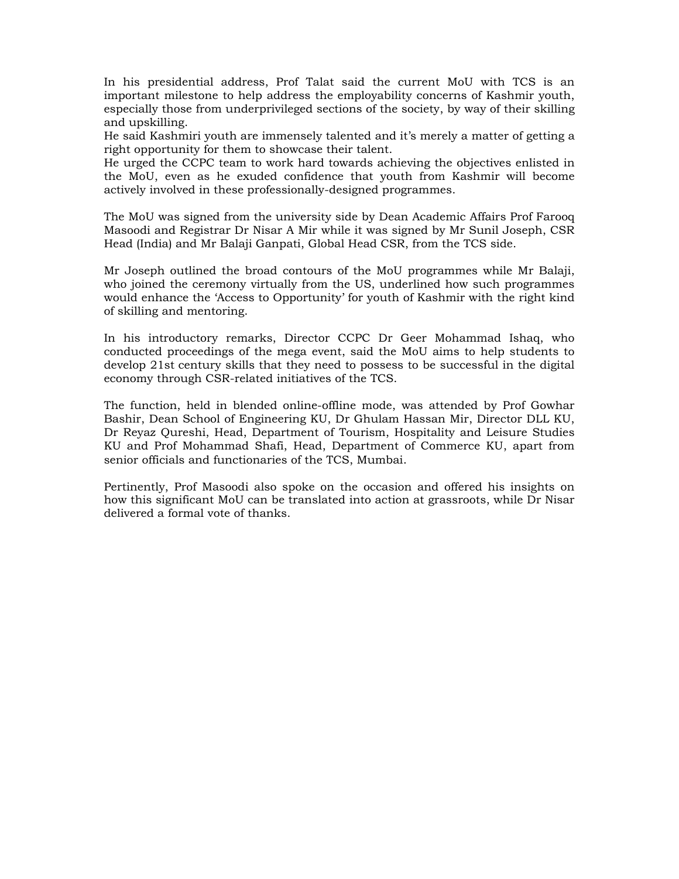In his presidential address, Prof Talat said the current MoU with TCS is an important milestone to help address the employability concerns of Kashmir youth, especially those from underprivileged sections of the society, by way of their skilling and upskilling.
He said Kashmiri youth are immensely talented and it's merely a matter of getting a right opportunity for them to showcase their talent.
He urged the CCPC team to work hard towards achieving the objectives enlisted in the MoU, even as he exuded confidence that youth from Kashmir will become actively involved in these professionally-designed programmes.

The MoU was signed from the university side by Dean Academic Affairs Prof Farooq Masoodi and Registrar Dr Nisar A Mir while it was signed by Mr Sunil Joseph, CSR Head (India) and Mr Balaji Ganpati, Global Head CSR, from the TCS side.

Mr Joseph outlined the broad contours of the MoU programmes while Mr Balaji, who joined the ceremony virtually from the US, underlined how such programmes would enhance the 'Access to Opportunity' for youth of Kashmir with the right kind of skilling and mentoring.

In his introductory remarks, Director CCPC Dr Geer Mohammad Ishaq, who conducted proceedings of the mega event, said the MoU aims to help students to develop 21st century skills that they need to possess to be successful in the digital economy through CSR-related initiatives of the TCS.

The function, held in blended online-offline mode, was attended by Prof Gowhar Bashir, Dean School of Engineering KU, Dr Ghulam Hassan Mir, Director DLL KU, Dr Reyaz Qureshi, Head, Department of Tourism, Hospitality and Leisure Studies KU and Prof Mohammad Shafi, Head, Department of Commerce KU, apart from senior officials and functionaries of the TCS, Mumbai.

Pertinently, Prof Masoodi also spoke on the occasion and offered his insights on how this significant MoU can be translated into action at grassroots, while Dr Nisar delivered a formal vote of thanks.